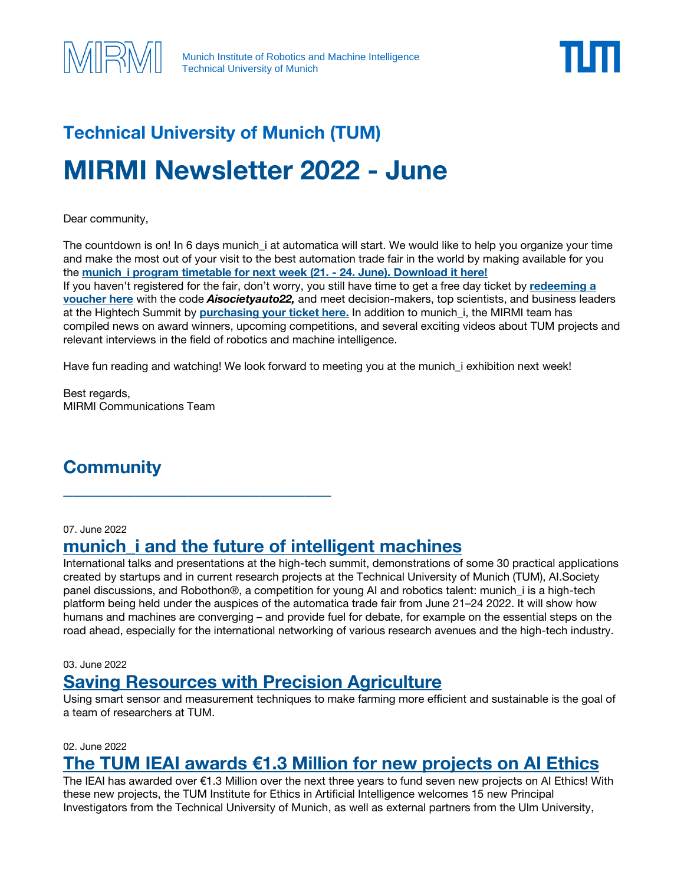Munich Institute of Robotics and Machine Intelligence
Technical University of Munich

## Technical University of Munich (TUM)

# MIRMI Newsletter 2022 - June

Dear community,

The countdown is on! In 6 days munich_i at automatica will start. We would like to help you organize your time and make the most out of your visit to the best automation trade fair in the world by making available for you the **munich_i program timetable for next week (21. - 24. June). Download it here!**
If you haven't registered for the fair, don't worry, you still have time to get a free day ticket by **redeeming a voucher here** with the code ***Aisocietyauto22,*** and meet decision-makers, top scientists, and business leaders at the Hightech Summit by **purchasing your ticket here.** In addition to munich_i, the MIRMI team has compiled news on award winners, upcoming competitions, and several exciting videos about TUM projects and relevant interviews in the field of robotics and machine intelligence.

Have fun reading and watching! We look forward to meeting you at the munich_i exhibition next week!

Best regards,
MIRMI Communications Team

## Community

---

07. June 2022

### munich_i and the future of intelligent machines

International talks and presentations at the high-tech summit, demonstrations of some 30 practical applications created by startups and in current research projects at the Technical University of Munich (TUM), AI.Society panel discussions, and Robothon®, a competition for young AI and robotics talent: munich_i is a high-tech platform being held under the auspices of the automatica trade fair from June 21–24 2022. It will show how humans and machines are converging – and provide fuel for debate, for example on the essential steps on the road ahead, especially for the international networking of various research avenues and the high-tech industry.

03. June 2022

### Saving Resources with Precision Agriculture

Using smart sensor and measurement techniques to make farming more efficient and sustainable is the goal of a team of researchers at TUM.

02. June 2022

### The TUM IEAI awards €1.3 Million for new projects on AI Ethics

The IEAI has awarded over €1.3 Million over the next three years to fund seven new projects on AI Ethics! With these new projects, the TUM Institute for Ethics in Artificial Intelligence welcomes 15 new Principal Investigators from the Technical University of Munich, as well as external partners from the Ulm University,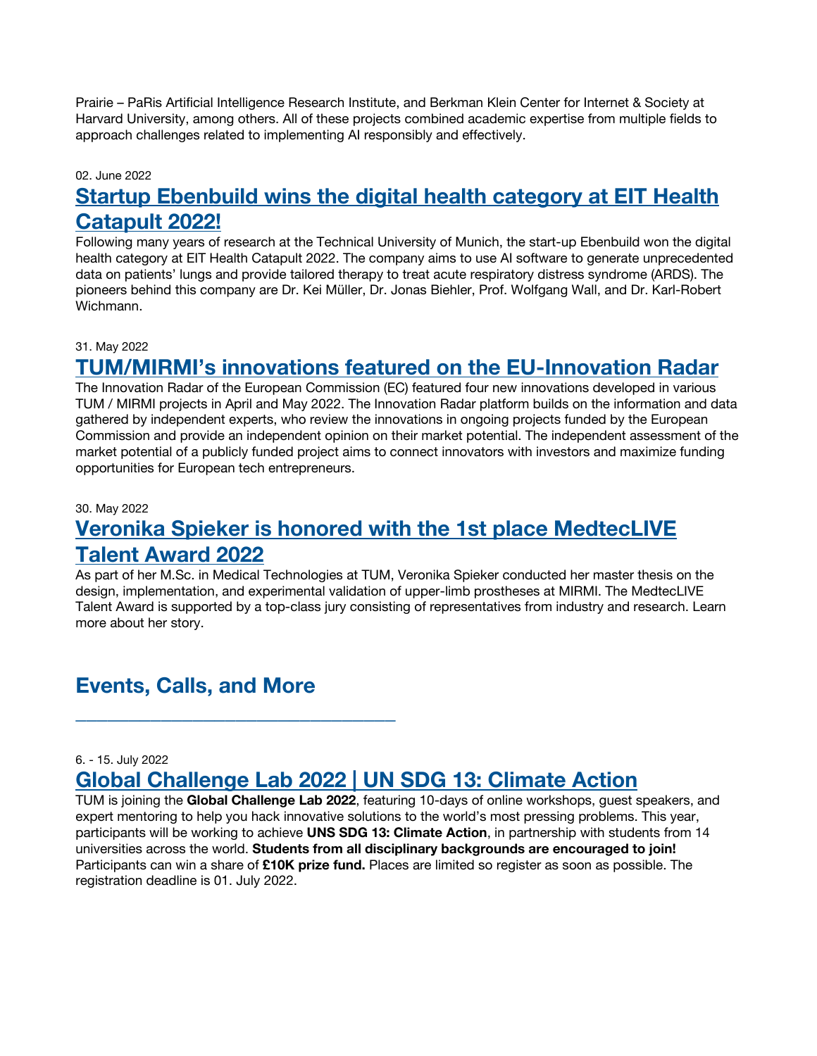Prairie – PaRis Artificial Intelligence Research Institute, and Berkman Klein Center for Internet & Society at Harvard University, among others. All of these projects combined academic expertise from multiple fields to approach challenges related to implementing AI responsibly and effectively.

02. June 2022

## Startup Ebenbuild wins the digital health category at EIT Health Catapult 2022!

Following many years of research at the Technical University of Munich, the start-up Ebenbuild won the digital health category at EIT Health Catapult 2022. The company aims to use AI software to generate unprecedented data on patients' lungs and provide tailored therapy to treat acute respiratory distress syndrome (ARDS). The pioneers behind this company are Dr. Kei Müller, Dr. Jonas Biehler, Prof. Wolfgang Wall, and Dr. Karl-Robert Wichmann.

31. May 2022

## TUM/MIRMI's innovations featured on the EU-Innovation Radar

The Innovation Radar of the European Commission (EC) featured four new innovations developed in various TUM / MIRMI projects in April and May 2022. The Innovation Radar platform builds on the information and data gathered by independent experts, who review the innovations in ongoing projects funded by the European Commission and provide an independent opinion on their market potential. The independent assessment of the market potential of a publicly funded project aims to connect innovators with investors and maximize funding opportunities for European tech entrepreneurs.

30. May 2022

## Veronika Spieker is honored with the 1st place MedtecLIVE Talent Award 2022

As part of her M.Sc. in Medical Technologies at TUM, Veronika Spieker conducted her master thesis on the design, implementation, and experimental validation of upper-limb prostheses at MIRMI. The MedtecLIVE Talent Award is supported by a top-class jury consisting of representatives from industry and research. Learn more about her story.

# Events, Calls, and More

---

6. - 15. July 2022

## Global Challenge Lab 2022 | UN SDG 13: Climate Action

TUM is joining the **Global Challenge Lab 2022**, featuring 10-days of online workshops, guest speakers, and expert mentoring to help you hack innovative solutions to the world's most pressing problems. This year, participants will be working to achieve **UNS SDG 13: Climate Action**, in partnership with students from 14 universities across the world. **Students from all disciplinary backgrounds are encouraged to join!** Participants can win a share of **£10K prize fund.** Places are limited so register as soon as possible. The registration deadline is 01. July 2022.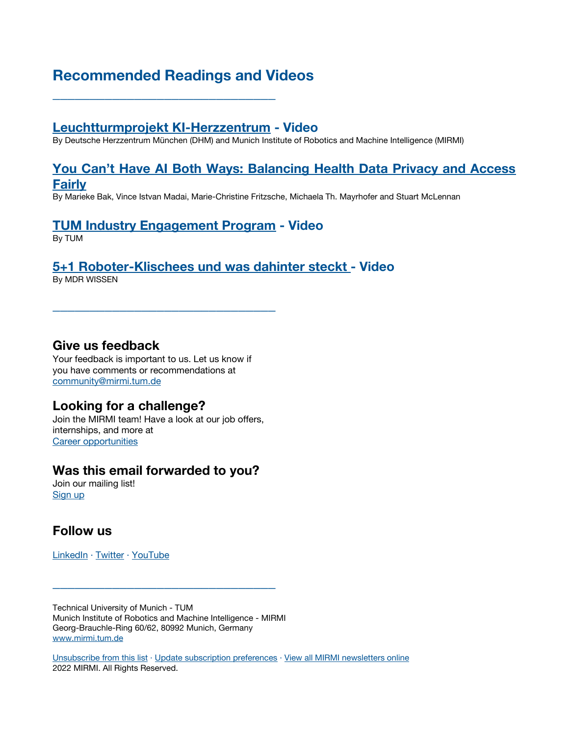# Recommended Readings and Videos

---

## Leuchtturmprojekt KI-Herzzentrum - Video

By Deutsche Herzzentrum München (DHM) and Munich Institute of Robotics and Machine Intelligence (MIRMI)

## You Can't Have AI Both Ways: Balancing Health Data Privacy and Access Fairly

By Marieke Bak, Vince Istvan Madai, Marie-Christine Fritzsche, Michaela Th. Mayrhofer and Stuart McLennan

## TUM Industry Engagement Program - Video

By TUM

## 5+1 Roboter-Klischees und was dahinter steckt - Video

By MDR WISSEN

---

### Give us feedback

Your feedback is important to us. Let us know if you have comments or recommendations at community@mirmi.tum.de

### Looking for a challenge?

Join the MIRMI team! Have a look at our job offers, internships, and more at
Career opportunities

### Was this email forwarded to you?

Join our mailing list!
Sign up

### Follow us

LinkedIn · Twitter · YouTube

---

Technical University of Munich - TUM
Munich Institute of Robotics and Machine Intelligence - MIRMI
Georg-Brauchle-Ring 60/62, 80992 Munich, Germany
www.mirmi.tum.de

Unsubscribe from this list · Update subscription preferences · View all MIRMI newsletters online
2022 MIRMI. All Rights Reserved.